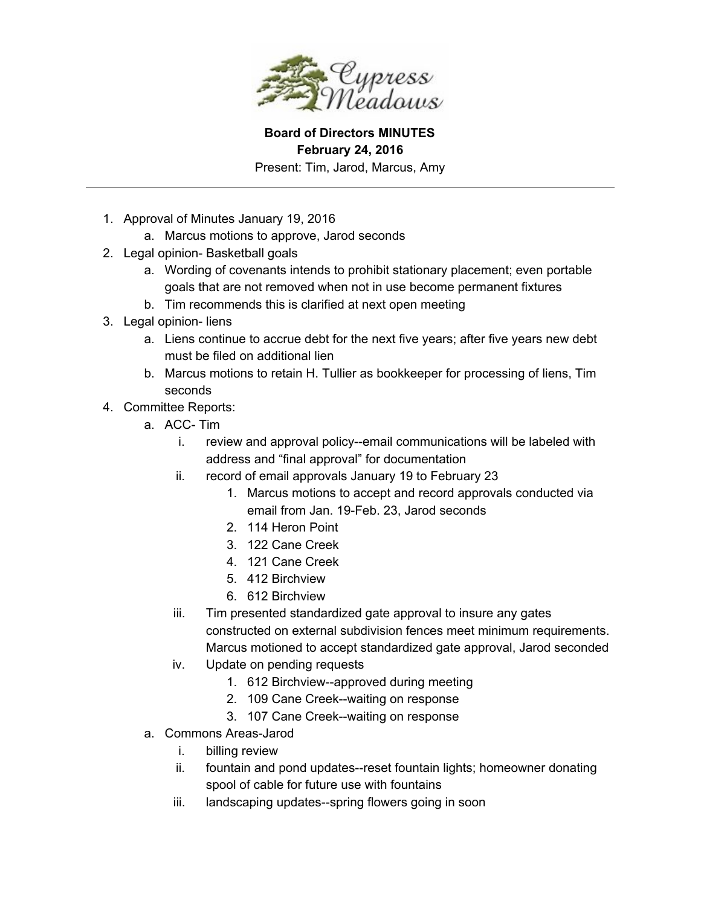Cypress Meadows

**Board of Directors MINUTES**
**February 24, 2016**
Present: Tim, Jarod, Marcus, Amy

---

1. Approval of Minutes January 19, 2016
    a. Marcus motions to approve, Jarod seconds
2. Legal opinion- Basketball goals
    a. Wording of covenants intends to prohibit stationary placement; even portable goals that are not removed when not in use become permanent fixtures
    b. Tim recommends this is clarified at next open meeting
3. Legal opinion- liens
    a. Liens continue to accrue debt for the next five years; after five years new debt must be filed on additional lien
    b. Marcus motions to retain H. Tullier as bookkeeper for processing of liens, Tim seconds
4. Committee Reports:
    a. ACC- Tim
        i. review and approval policy--email communications will be labeled with address and "final approval" for documentation
        ii. record of email approvals January 19 to February 23
            1. Marcus motions to accept and record approvals conducted via email from Jan. 19-Feb. 23, Jarod seconds
            2. 114 Heron Point
            3. 122 Cane Creek
            4. 121 Cane Creek
            5. 412 Birchview
            6. 612 Birchview
        iii. Tim presented standardized gate approval to insure any gates constructed on external subdivision fences meet minimum requirements. Marcus motioned to accept standardized gate approval, Jarod seconded
        iv. Update on pending requests
            1. 612 Birchview--approved during meeting
            2. 109 Cane Creek--waiting on response
            3. 107 Cane Creek--waiting on response
    a. Commons Areas-Jarod
        i. billing review
        ii. fountain and pond updates--reset fountain lights; homeowner donating spool of cable for future use with fountains
        iii. landscaping updates--spring flowers going in soon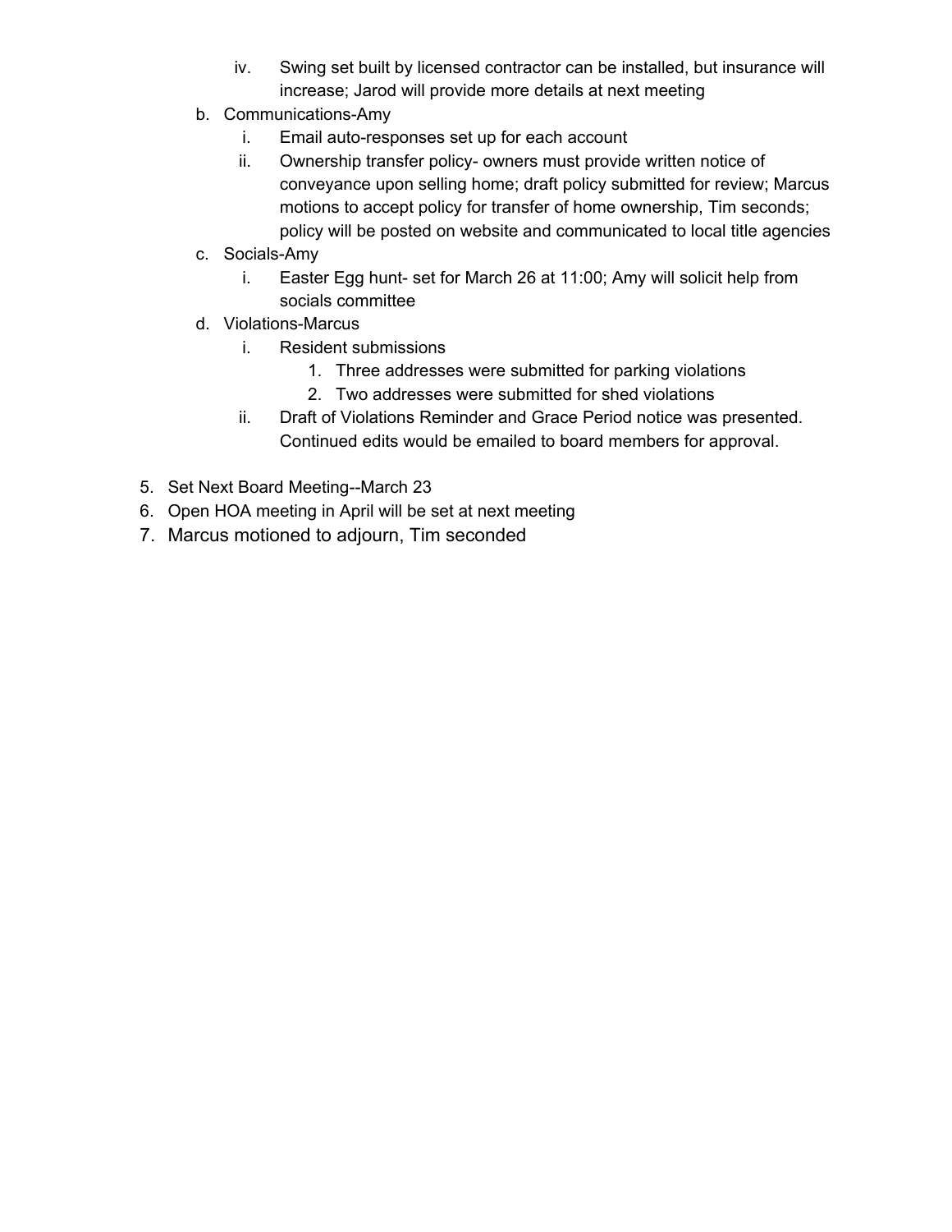iv. Swing set built by licensed contractor can be installed, but insurance will increase; Jarod will provide more details at next meeting

b. Communications-Amy
   i. Email auto-responses set up for each account
   ii. Ownership transfer policy- owners must provide written notice of conveyance upon selling home; draft policy submitted for review; Marcus motions to accept policy for transfer of home ownership, Tim seconds; policy will be posted on website and communicated to local title agencies

c. Socials-Amy
   i. Easter Egg hunt- set for March 26 at 11:00; Amy will solicit help from socials committee

d. Violations-Marcus
   i. Resident submissions
      1. Three addresses were submitted for parking violations
      2. Two addresses were submitted for shed violations
   ii. Draft of Violations Reminder and Grace Period notice was presented. Continued edits would be emailed to board members for approval.

5. Set Next Board Meeting--March 23
6. Open HOA meeting in April will be set at next meeting
7. Marcus motioned to adjourn, Tim seconded